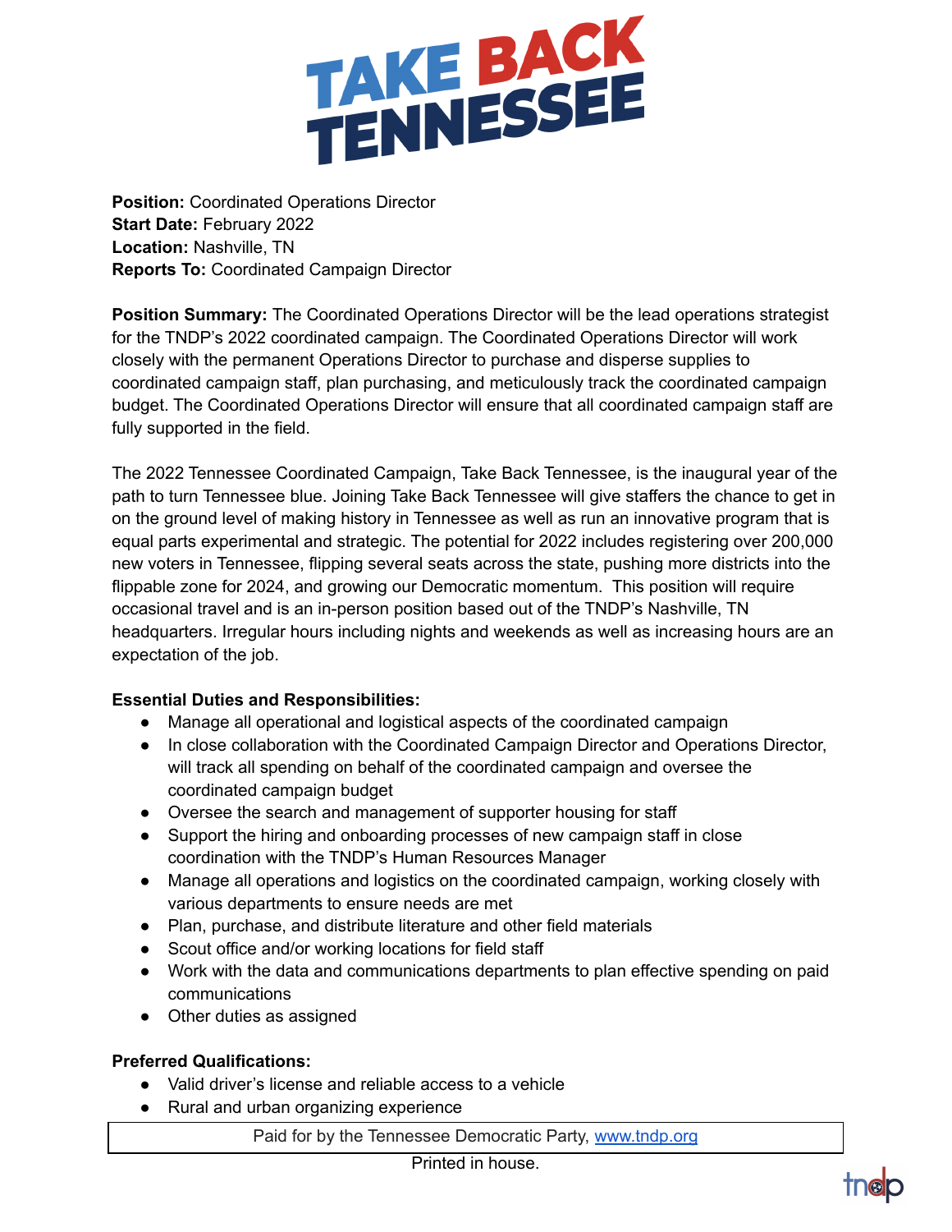# TAKE BACK TENNESSEE

**Position:** Coordinated Operations Director
**Start Date:** February 2022
**Location:** Nashville, TN
**Reports To:** Coordinated Campaign Director

**Position Summary:** The Coordinated Operations Director will be the lead operations strategist for the TNDP's 2022 coordinated campaign. The Coordinated Operations Director will work closely with the permanent Operations Director to purchase and disperse supplies to coordinated campaign staff, plan purchasing, and meticulously track the coordinated campaign budget. The Coordinated Operations Director will ensure that all coordinated campaign staff are fully supported in the field.

The 2022 Tennessee Coordinated Campaign, Take Back Tennessee, is the inaugural year of the path to turn Tennessee blue. Joining Take Back Tennessee will give staffers the chance to get in on the ground level of making history in Tennessee as well as run an innovative program that is equal parts experimental and strategic. The potential for 2022 includes registering over 200,000 new voters in Tennessee, flipping several seats across the state, pushing more districts into the flippable zone for 2024, and growing our Democratic momentum. This position will require occasional travel and is an in-person position based out of the TNDP's Nashville, TN headquarters. Irregular hours including nights and weekends as well as increasing hours are an expectation of the job.

**Essential Duties and Responsibilities:**

- Manage all operational and logistical aspects of the coordinated campaign
- In close collaboration with the Coordinated Campaign Director and Operations Director, will track all spending on behalf of the coordinated campaign and oversee the coordinated campaign budget
- Oversee the search and management of supporter housing for staff
- Support the hiring and onboarding processes of new campaign staff in close coordination with the TNDP's Human Resources Manager
- Manage all operations and logistics on the coordinated campaign, working closely with various departments to ensure needs are met
- Plan, purchase, and distribute literature and other field materials
- Scout office and/or working locations for field staff
- Work with the data and communications departments to plan effective spending on paid communications
- Other duties as assigned

**Preferred Qualifications:**

- Valid driver's license and reliable access to a vehicle
- Rural and urban organizing experience

Paid for by the Tennessee Democratic Party, www.tndp.org

Printed in house.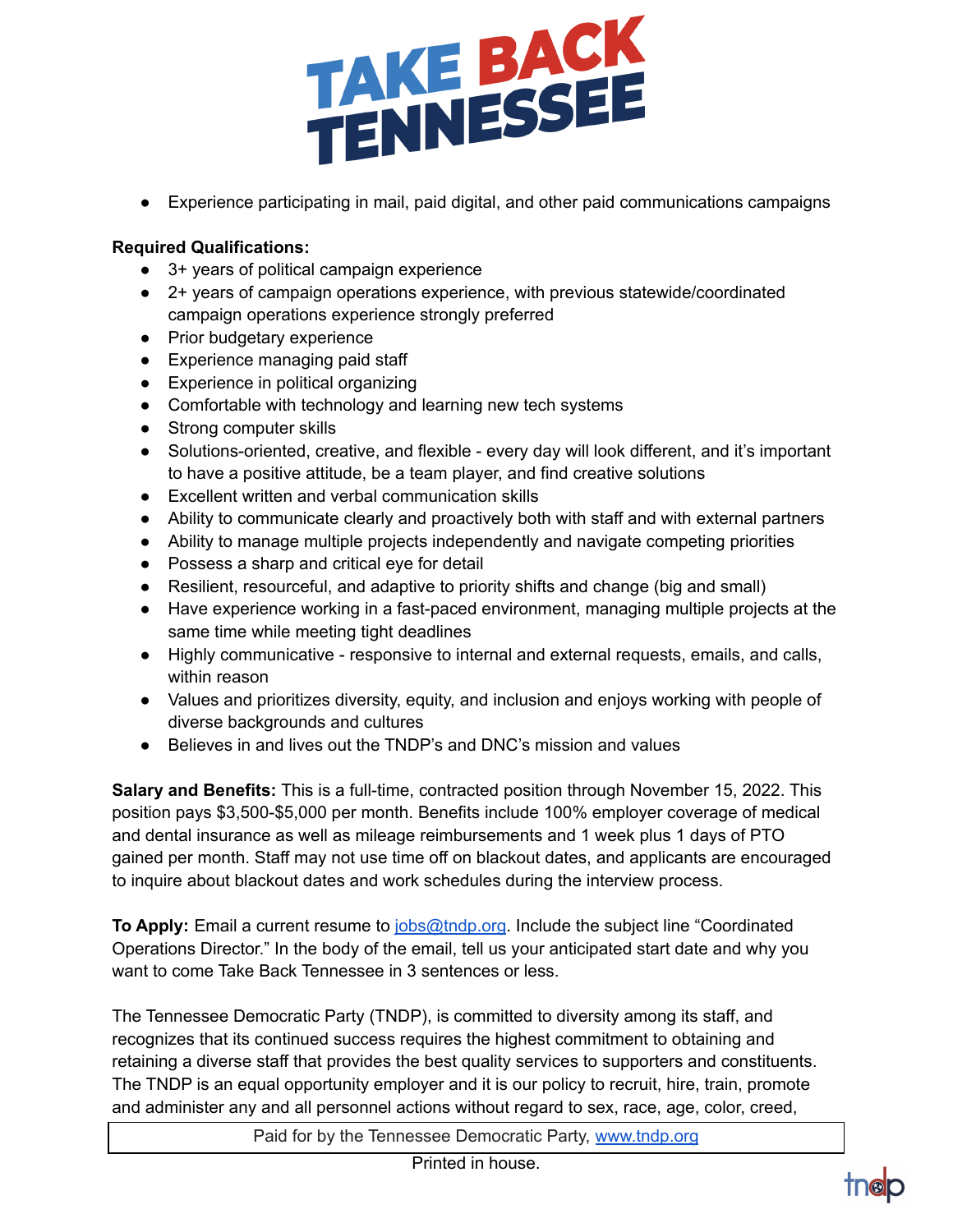- Experience participating in mail, paid digital, and other paid communications campaigns

**Required Qualifications:**

- 3+ years of political campaign experience
- 2+ years of campaign operations experience, with previous statewide/coordinated campaign operations experience strongly preferred
- Prior budgetary experience
- Experience managing paid staff
- Experience in political organizing
- Comfortable with technology and learning new tech systems
- Strong computer skills
- Solutions-oriented, creative, and flexible - every day will look different, and it's important to have a positive attitude, be a team player, and find creative solutions
- Excellent written and verbal communication skills
- Ability to communicate clearly and proactively both with staff and with external partners
- Ability to manage multiple projects independently and navigate competing priorities
- Possess a sharp and critical eye for detail
- Resilient, resourceful, and adaptive to priority shifts and change (big and small)
- Have experience working in a fast-paced environment, managing multiple projects at the same time while meeting tight deadlines
- Highly communicative - responsive to internal and external requests, emails, and calls, within reason
- Values and prioritizes diversity, equity, and inclusion and enjoys working with people of diverse backgrounds and cultures
- Believes in and lives out the TNDP's and DNC's mission and values

**Salary and Benefits:** This is a full-time, contracted position through November 15, 2022. This position pays $3,500-$5,000 per month. Benefits include 100% employer coverage of medical and dental insurance as well as mileage reimbursements and 1 week plus 1 days of PTO gained per month. Staff may not use time off on blackout dates, and applicants are encouraged to inquire about blackout dates and work schedules during the interview process.

**To Apply:** Email a current resume to jobs@tndp.org. Include the subject line "Coordinated Operations Director." In the body of the email, tell us your anticipated start date and why you want to come Take Back Tennessee in 3 sentences or less.

The Tennessee Democratic Party (TNDP), is committed to diversity among its staff, and recognizes that its continued success requires the highest commitment to obtaining and retaining a diverse staff that provides the best quality services to supporters and constituents. The TNDP is an equal opportunity employer and it is our policy to recruit, hire, train, promote and administer any and all personnel actions without regard to sex, race, age, color, creed,

Paid for by the Tennessee Democratic Party, www.tndp.org

Printed in house.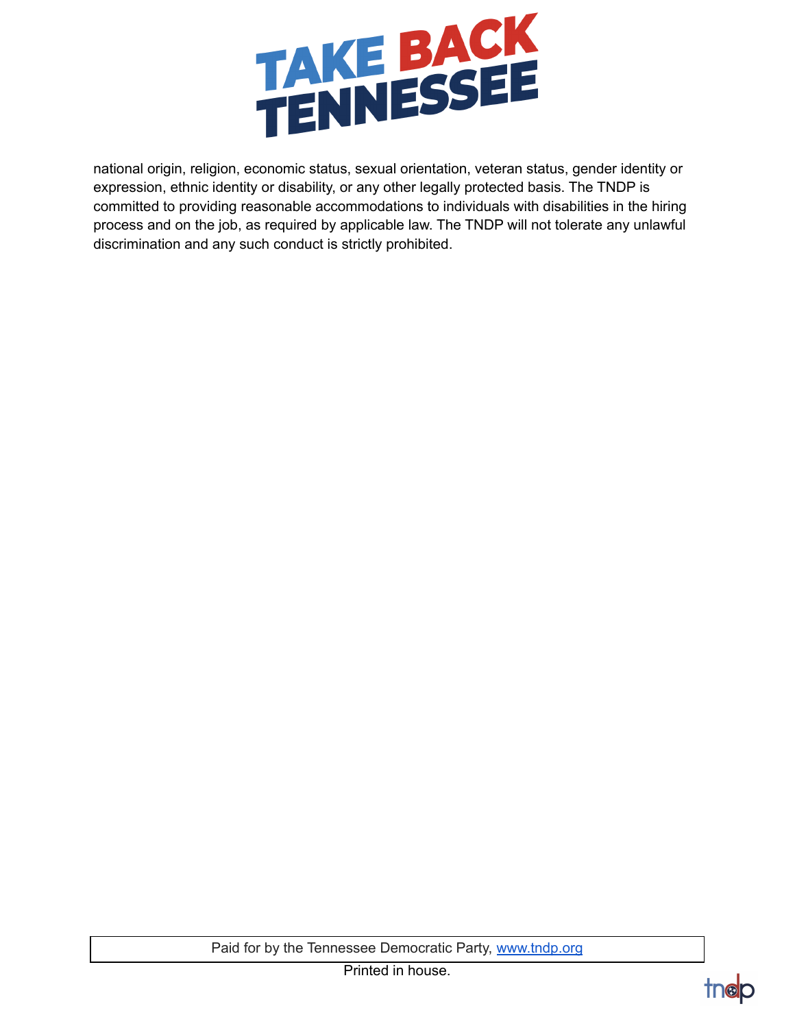national origin, religion, economic status, sexual orientation, veteran status, gender identity or expression, ethnic identity or disability, or any other legally protected basis. The TNDP is committed to providing reasonable accommodations to individuals with disabilities in the hiring process and on the job, as required by applicable law. The TNDP will not tolerate any unlawful discrimination and any such conduct is strictly prohibited.

Paid for by the Tennessee Democratic Party, [www.tndp.org](http://www.tndp.org)

Printed in house.